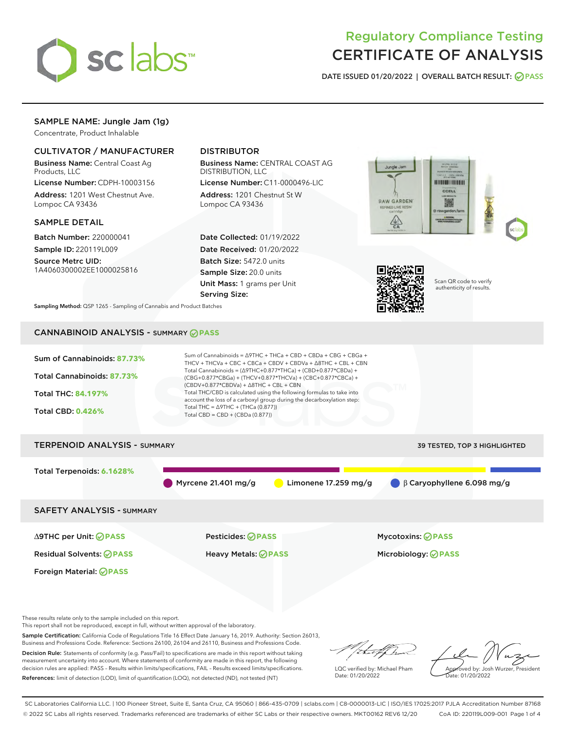# Regulatory Compliance Testing
# CERTIFICATE OF ANALYSIS

DATE ISSUED 01/20/2022 | OVERALL BATCH RESULT: PASS

## SAMPLE NAME: Jungle Jam (1g)

Concentrate, Product Inhalable

### CULTIVATOR / MANUFACTURER

**Business Name:** Central Coast Ag Products, LLC
**License Number:** CDPH-10003156
**Address:** 1201 West Chestnut Ave. Lompoc CA 93436

### DISTRIBUTOR

**Business Name:** CENTRAL COAST AG DISTRIBUTION, LLC
**License Number:** C11-0000496-LIC
**Address:** 1201 Chestnut St W Lompoc CA 93436

### SAMPLE DETAIL

**Batch Number:** 220000041
**Sample ID:** 220119L009
**Source Metrc UID:** 1A4060300002EE1000025816

**Date Collected:** 01/19/2022
**Date Received:** 01/20/2022
**Batch Size:** 5472.0 units
**Sample Size:** 20.0 units
**Unit Mass:** 1 grams per Unit
**Serving Size:**

Scan QR code to verify authenticity of results.

**Sampling Method:** QSP 1265 - Sampling of Cannabis and Product Batches

## CANNABINOID ANALYSIS - SUMMARY PASS

Sum of Cannabinoids: **87.73%**
Total Cannabinoids: **87.73%**
Total THC: **84.197%**
Total CBD: **0.426%**

Sum of Cannabinoids = Δ9THC + THCa + CBD + CBDa + CBG + CBGa + THCV + THCVa + CBC + CBCa + CBDV + CBDVa + Δ8THC + CBL + CBN
Total Cannabinoids = (Δ9THC+0.877*THCa) + (CBD+0.877*CBDa) + (CBG+0.877*CBGa) + (THCV+0.877*THCVa) + (CBC+0.877*CBCa) + (CBDV+0.877*CBDVa) + Δ8THC + CBL + CBN
Total THC/CBD is calculated using the following formulas to take into account the loss of a carboxyl group during the decarboxylation step:
Total THC = Δ9THC + (THCa (0.877))
Total CBD = CBD + (CBDa (0.877))

## TERPENOID ANALYSIS - SUMMARY

39 TESTED, TOP 3 HIGHLIGHTED

Total Terpenoids: **6.1628%**

Myrcene 21.401 mg/g | Limonene 17.259 mg/g | β Caryophyllene 6.098 mg/g

## SAFETY ANALYSIS - SUMMARY

Δ9THC per Unit: PASS
Pesticides: PASS
Mycotoxins: PASS
Residual Solvents: PASS
Heavy Metals: PASS
Microbiology: PASS
Foreign Material: PASS

These results relate only to the sample included on this report.
This report shall not be reproduced, except in full, without written approval of the laboratory.

**Sample Certification:** California Code of Regulations Title 16 Effect Date January 16, 2019. Authority: Section 26013, Business and Professions Code. Reference: Sections 26100, 26104 and 26110, Business and Professions Code.

**Decision Rule:** Statements of conformity (e.g. Pass/Fail) to specifications are made in this report without taking measurement uncertainty into account. Where statements of conformity are made in this report, the following decision rules are applied: PASS – Results within limits/specifications, FAIL – Results exceed limits/specifications.

**References:** limit of detection (LOD), limit of quantification (LOQ), not detected (ND), not tested (NT)

LQC verified by: Michael Pham
Date: 01/20/2022

Approved by: Josh Wurzer, President
Date: 01/20/2022

SC Laboratories California LLC. | 100 Pioneer Street, Suite E, Santa Cruz, CA 95060 | 866-435-0709 | sclabs.com | C8-0000013-LIC | ISO/IES 17025:2017 PJLA Accreditation Number 87168
© 2022 SC Labs all rights reserved. Trademarks referenced are trademarks of either SC Labs or their respective owners. MKT00162 REV6 12/20 CoA ID: 220119L009-001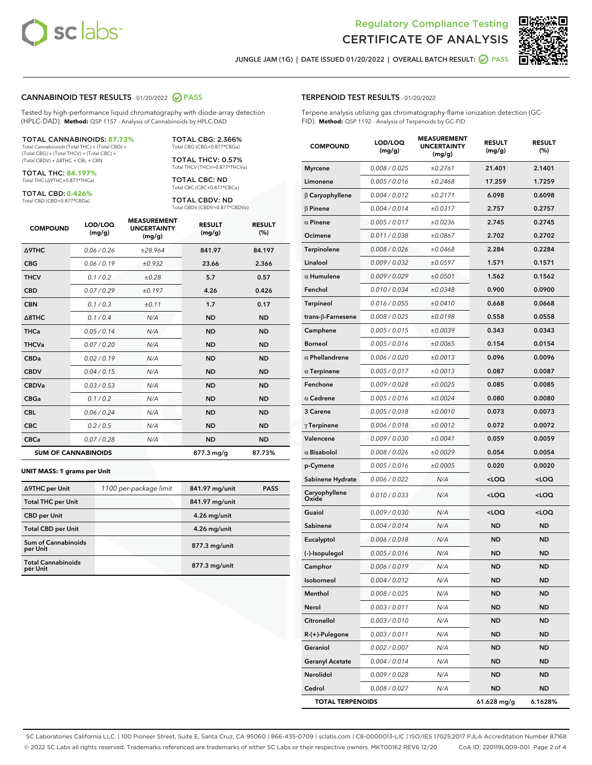Regulatory Compliance Testing
# CERTIFICATE OF ANALYSIS

JUNGLE JAM (1G) | DATE ISSUED 01/20/2022 | OVERALL BATCH RESULT: PASS

## CANNABINOID TEST RESULTS - 01/20/2022 PASS

Tested by high-performance liquid chromatography with diode-array detection (HPLC-DAD). **Method:** QSP 1157 - Analysis of Cannabinoids by HPLC-DAD

**TOTAL CANNABINOIDS: 87.73%**
Total Cannabinoids (Total THC) + (Total CBD) + (Total CBG) + (Total THCV) + (Total CBC) + (Total CBDV) + Δ8THC + CBL + CBN

**TOTAL THC: 84.197%**
Total THC (Δ9THC+0.877*THCa)

**TOTAL CBD: 0.426%**
Total CBD (CBD+0.877*CBDa)

**TOTAL CBG: 2.366%**
Total CBG (CBG+0.877*CBGa)

**TOTAL THCV: 0.57%**
Total THCV (THCV+0.877*THCVa)

**TOTAL CBC: ND**
Total CBC (CBC+0.877*CBCa)

**TOTAL CBDV: ND**
Total CBDV (CBDV+0.877*CBDVa)

| COMPOUND | LOD/LOQ (mg/g) | MEASUREMENT UNCERTAINTY (mg/g) | RESULT (mg/g) | RESULT (%) |
|---|---|---|---|---|
| Δ9THC | 0.06 / 0.26 | ±28.964 | 841.97 | 84.197 |
| CBG | 0.06 / 0.19 | ±0.932 | 23.66 | 2.366 |
| THCV | 0.1 / 0.2 | ±0.28 | 5.7 | 0.57 |
| CBD | 0.07 / 0.29 | ±0.197 | 4.26 | 0.426 |
| CBN | 0.1 / 0.3 | ±0.11 | 1.7 | 0.17 |
| Δ8THC | 0.1 / 0.4 | N/A | ND | ND |
| THCa | 0.05 / 0.14 | N/A | ND | ND |
| THCVa | 0.07 / 0.20 | N/A | ND | ND |
| CBDa | 0.02 / 0.19 | N/A | ND | ND |
| CBDV | 0.04 / 0.15 | N/A | ND | ND |
| CBDVa | 0.03 / 0.53 | N/A | ND | ND |
| CBGa | 0.1 / 0.2 | N/A | ND | ND |
| CBL | 0.06 / 0.24 | N/A | ND | ND |
| CBC | 0.2 / 0.5 | N/A | ND | ND |
| CBCa | 0.07 / 0.28 | N/A | ND | ND |
| **SUM OF CANNABINOIDS** | | | 877.3 mg/g | 87.73% |

**UNIT MASS: 1 grams per Unit**

| | | | |
|---|---|---|---|
| Δ9THC per Unit | 1100 per-package limit | 841.97 mg/unit | PASS |
| Total THC per Unit | | 841.97 mg/unit | |
| CBD per Unit | | 4.26 mg/unit | |
| Total CBD per Unit | | 4.26 mg/unit | |
| Sum of Cannabinoids per Unit | | 877.3 mg/unit | |
| Total Cannabinoids per Unit | | 877.3 mg/unit | |

## TERPENOID TEST RESULTS - 01/20/2022

Terpene analysis utilizing gas chromatography-flame ionization detection (GC-FID). **Method:** QSP 1192 - Analysis of Terpenoids by GC-FID

| COMPOUND | LOD/LOQ (mg/g) | MEASUREMENT UNCERTAINTY (mg/g) | RESULT (mg/g) | RESULT (%) |
|---|---|---|---|---|
| Myrcene | 0.008 / 0.025 | ±0.2761 | 21.401 | 2.1401 |
| Limonene | 0.005 / 0.016 | ±0.2468 | 17.259 | 1.7259 |
| β Caryophyllene | 0.004 / 0.012 | ±0.2171 | 6.098 | 0.6098 |
| β Pinene | 0.004 / 0.014 | ±0.0317 | 2.757 | 0.2757 |
| α Pinene | 0.005 / 0.017 | ±0.0236 | 2.745 | 0.2745 |
| Ocimene | 0.011 / 0.038 | ±0.0867 | 2.702 | 0.2702 |
| Terpinolene | 0.008 / 0.026 | ±0.0468 | 2.284 | 0.2284 |
| Linalool | 0.009 / 0.032 | ±0.0597 | 1.571 | 0.1571 |
| α Humulene | 0.009 / 0.029 | ±0.0501 | 1.562 | 0.1562 |
| Fenchol | 0.010 / 0.034 | ±0.0348 | 0.900 | 0.0900 |
| Terpineol | 0.016 / 0.055 | ±0.0410 | 0.668 | 0.0668 |
| trans-β-Farnesene | 0.008 / 0.025 | ±0.0198 | 0.558 | 0.0558 |
| Camphene | 0.005 / 0.015 | ±0.0039 | 0.343 | 0.0343 |
| Borneol | 0.005 / 0.016 | ±0.0065 | 0.154 | 0.0154 |
| α Phellandrene | 0.006 / 0.020 | ±0.0013 | 0.096 | 0.0096 |
| α Terpinene | 0.005 / 0.017 | ±0.0013 | 0.087 | 0.0087 |
| Fenchone | 0.009 / 0.028 | ±0.0025 | 0.085 | 0.0085 |
| α Cedrene | 0.005 / 0.016 | ±0.0024 | 0.080 | 0.0080 |
| 3 Carene | 0.005 / 0.018 | ±0.0010 | 0.073 | 0.0073 |
| γ Terpinene | 0.006 / 0.018 | ±0.0012 | 0.072 | 0.0072 |
| Valencene | 0.009 / 0.030 | ±0.0041 | 0.059 | 0.0059 |
| α Bisabolol | 0.008 / 0.026 | ±0.0029 | 0.054 | 0.0054 |
| p-Cymene | 0.005 / 0.016 | ±0.0005 | 0.020 | 0.0020 |
| Sabinene Hydrate | 0.006 / 0.022 | N/A | <LOQ | <LOQ |
| Caryophyllene Oxide | 0.010 / 0.033 | N/A | <LOQ | <LOQ |
| Guaiol | 0.009 / 0.030 | N/A | <LOQ | <LOQ |
| Sabinene | 0.004 / 0.014 | N/A | ND | ND |
| Eucalyptol | 0.006 / 0.018 | N/A | ND | ND |
| (-)-Isopulegol | 0.005 / 0.016 | N/A | ND | ND |
| Camphor | 0.006 / 0.019 | N/A | ND | ND |
| Isoborneol | 0.004 / 0.012 | N/A | ND | ND |
| Menthol | 0.008 / 0.025 | N/A | ND | ND |
| Nerol | 0.003 / 0.011 | N/A | ND | ND |
| Citronellol | 0.003 / 0.010 | N/A | ND | ND |
| R-(+)-Pulegone | 0.003 / 0.011 | N/A | ND | ND |
| Geraniol | 0.002 / 0.007 | N/A | ND | ND |
| Geranyl Acetate | 0.004 / 0.014 | N/A | ND | ND |
| Nerolidol | 0.009 / 0.028 | N/A | ND | ND |
| Cedrol | 0.008 / 0.027 | N/A | ND | ND |
| **TOTAL TERPENOIDS** | | | 61.628 mg/g | 6.1628% |

SC Laboratories California LLC. | 100 Pioneer Street, Suite E, Santa Cruz, CA 95060 | 866-435-0709 | sclabs.com | C8-0000013-LIC | ISO/IES 17025:2017 PJLA Accreditation Number 87168
© 2022 SC Labs all rights reserved. Trademarks referenced are trademarks of either SC Labs or their respective owners. MKT00162 REV6 12/20 CoA ID: 220119L009-001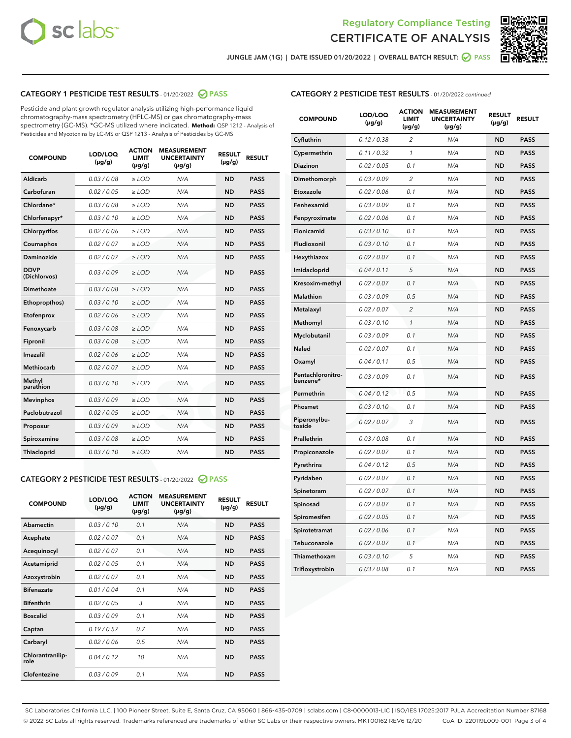# Regulatory Compliance Testing
# CERTIFICATE OF ANALYSIS

JUNGLE JAM (1G) | DATE ISSUED 01/20/2022 | OVERALL BATCH RESULT: PASS

## CATEGORY 1 PESTICIDE TEST RESULTS - 01/20/2022 PASS

Pesticide and plant growth regulator analysis utilizing high-performance liquid chromatography-mass spectrometry (HPLC-MS) or gas chromatography-mass spectrometry (GC-MS). *GC-MS utilized where indicated. **Method:** QSP 1212 - Analysis of Pesticides and Mycotoxins by LC-MS or QSP 1213 - Analysis of Pesticides by GC-MS

| COMPOUND | LOD/LOQ (µg/g) | ACTION LIMIT (µg/g) | MEASUREMENT UNCERTAINTY (µg/g) | RESULT (µg/g) | RESULT |
|---|---|---|---|---|---|
| Aldicarb | 0.03 / 0.08 | ≥ LOD | N/A | ND | PASS |
| Carbofuran | 0.02 / 0.05 | ≥ LOD | N/A | ND | PASS |
| Chlordane* | 0.03 / 0.08 | ≥ LOD | N/A | ND | PASS |
| Chlorfenapyr* | 0.03 / 0.10 | ≥ LOD | N/A | ND | PASS |
| Chlorpyrifos | 0.02 / 0.06 | ≥ LOD | N/A | ND | PASS |
| Coumaphos | 0.02 / 0.07 | ≥ LOD | N/A | ND | PASS |
| Daminozide | 0.02 / 0.07 | ≥ LOD | N/A | ND | PASS |
| DDVP (Dichlorvos) | 0.03 / 0.09 | ≥ LOD | N/A | ND | PASS |
| Dimethoate | 0.03 / 0.08 | ≥ LOD | N/A | ND | PASS |
| Ethoprop(hos) | 0.03 / 0.10 | ≥ LOD | N/A | ND | PASS |
| Etofenprox | 0.02 / 0.06 | ≥ LOD | N/A | ND | PASS |
| Fenoxycarb | 0.03 / 0.08 | ≥ LOD | N/A | ND | PASS |
| Fipronil | 0.03 / 0.08 | ≥ LOD | N/A | ND | PASS |
| Imazalil | 0.02 / 0.06 | ≥ LOD | N/A | ND | PASS |
| Methiocarb | 0.02 / 0.07 | ≥ LOD | N/A | ND | PASS |
| Methyl parathion | 0.03 / 0.10 | ≥ LOD | N/A | ND | PASS |
| Mevinphos | 0.03 / 0.09 | ≥ LOD | N/A | ND | PASS |
| Paclobutrazol | 0.02 / 0.05 | ≥ LOD | N/A | ND | PASS |
| Propoxur | 0.03 / 0.09 | ≥ LOD | N/A | ND | PASS |
| Spiroxamine | 0.03 / 0.08 | ≥ LOD | N/A | ND | PASS |
| Thiacloprid | 0.03 / 0.10 | ≥ LOD | N/A | ND | PASS |

## CATEGORY 2 PESTICIDE TEST RESULTS - 01/20/2022 PASS

| COMPOUND | LOD/LOQ (µg/g) | ACTION LIMIT (µg/g) | MEASUREMENT UNCERTAINTY (µg/g) | RESULT (µg/g) | RESULT |
|---|---|---|---|---|---|
| Abamectin | 0.03 / 0.10 | 0.1 | N/A | ND | PASS |
| Acephate | 0.02 / 0.07 | 0.1 | N/A | ND | PASS |
| Acequinocyl | 0.02 / 0.07 | 0.1 | N/A | ND | PASS |
| Acetamiprid | 0.02 / 0.05 | 0.1 | N/A | ND | PASS |
| Azoxystrobin | 0.02 / 0.07 | 0.1 | N/A | ND | PASS |
| Bifenazate | 0.01 / 0.04 | 0.1 | N/A | ND | PASS |
| Bifenthrin | 0.02 / 0.05 | 3 | N/A | ND | PASS |
| Boscalid | 0.03 / 0.09 | 0.1 | N/A | ND | PASS |
| Captan | 0.19 / 0.57 | 0.7 | N/A | ND | PASS |
| Carbaryl | 0.02 / 0.06 | 0.5 | N/A | ND | PASS |
| Chlorantraniliprole | 0.04 / 0.12 | 10 | N/A | ND | PASS |
| Clofentezine | 0.03 / 0.09 | 0.1 | N/A | ND | PASS |
| Cyfluthrin | 0.12 / 0.38 | 2 | N/A | ND | PASS |
| Cypermethrin | 0.11 / 0.32 | 1 | N/A | ND | PASS |
| Diazinon | 0.02 / 0.05 | 0.1 | N/A | ND | PASS |
| Dimethomorph | 0.03 / 0.09 | 2 | N/A | ND | PASS |
| Etoxazole | 0.02 / 0.06 | 0.1 | N/A | ND | PASS |
| Fenhexamid | 0.03 / 0.09 | 0.1 | N/A | ND | PASS |
| Fenpyroximate | 0.02 / 0.06 | 0.1 | N/A | ND | PASS |
| Flonicamid | 0.03 / 0.10 | 0.1 | N/A | ND | PASS |
| Fludioxonil | 0.03 / 0.10 | 0.1 | N/A | ND | PASS |
| Hexythiazox | 0.02 / 0.07 | 0.1 | N/A | ND | PASS |
| Imidacloprid | 0.04 / 0.11 | 5 | N/A | ND | PASS |
| Kresoxim-methyl | 0.02 / 0.07 | 0.1 | N/A | ND | PASS |
| Malathion | 0.03 / 0.09 | 0.5 | N/A | ND | PASS |
| Metalaxyl | 0.02 / 0.07 | 2 | N/A | ND | PASS |
| Methomyl | 0.03 / 0.10 | 1 | N/A | ND | PASS |
| Myclobutanil | 0.03 / 0.09 | 0.1 | N/A | ND | PASS |
| Naled | 0.02 / 0.07 | 0.1 | N/A | ND | PASS |
| Oxamyl | 0.04 / 0.11 | 0.5 | N/A | ND | PASS |
| Pentachloronitrobenzene* | 0.03 / 0.09 | 0.1 | N/A | ND | PASS |
| Permethrin | 0.04 / 0.12 | 0.5 | N/A | ND | PASS |
| Phosmet | 0.03 / 0.10 | 0.1 | N/A | ND | PASS |
| Piperonylbutoxide | 0.02 / 0.07 | 3 | N/A | ND | PASS |
| Prallethrin | 0.03 / 0.08 | 0.1 | N/A | ND | PASS |
| Propiconazole | 0.02 / 0.07 | 0.1 | N/A | ND | PASS |
| Pyrethrins | 0.04 / 0.12 | 0.5 | N/A | ND | PASS |
| Pyridaben | 0.02 / 0.07 | 0.1 | N/A | ND | PASS |
| Spinetoram | 0.02 / 0.07 | 0.1 | N/A | ND | PASS |
| Spinosad | 0.02 / 0.07 | 0.1 | N/A | ND | PASS |
| Spiromesifen | 0.02 / 0.05 | 0.1 | N/A | ND | PASS |
| Spirotetramat | 0.02 / 0.06 | 0.1 | N/A | ND | PASS |
| Tebuconazole | 0.02 / 0.07 | 0.1 | N/A | ND | PASS |
| Thiamethoxam | 0.03 / 0.10 | 5 | N/A | ND | PASS |
| Trifloxystrobin | 0.03 / 0.08 | 0.1 | N/A | ND | PASS |

SC Laboratories California LLC. | 100 Pioneer Street, Suite E, Santa Cruz, CA 95060 | 866-435-0709 | sclabs.com | C8-0000013-LIC | ISO/IES 17025:2017 PJLA Accreditation Number 87168
© 2022 SC Labs all rights reserved. Trademarks referenced are trademarks of either SC Labs or their respective owners. MKT00162 REV6 12/20 CoA ID: 220119L009-001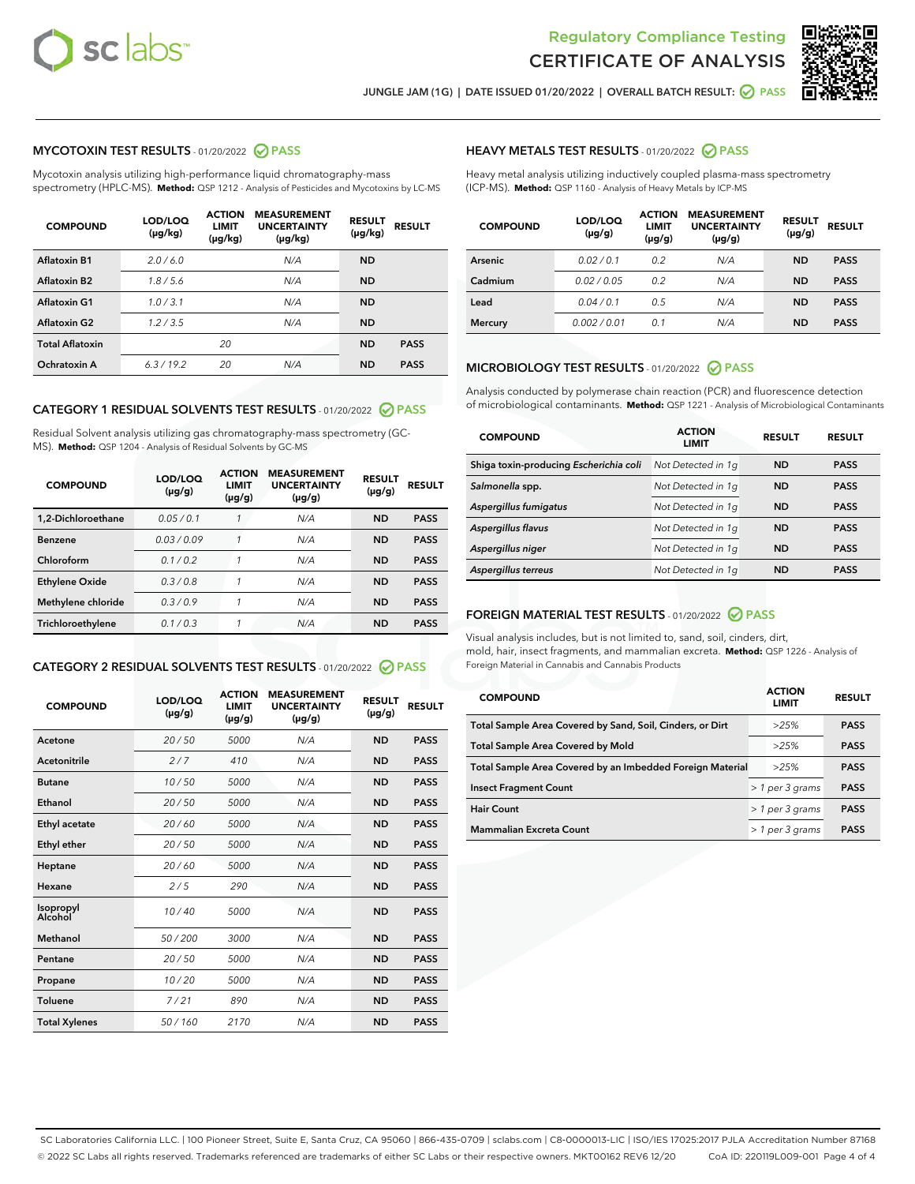Regulatory Compliance Testing

# CERTIFICATE OF ANALYSIS

JUNGLE JAM (1G) | DATE ISSUED 01/20/2022 | OVERALL BATCH RESULT: PASS

## MYCOTOXIN TEST RESULTS - 01/20/2022 PASS

Mycotoxin analysis utilizing high-performance liquid chromatography-mass spectrometry (HPLC-MS). **Method:** QSP 1212 - Analysis of Pesticides and Mycotoxins by LC-MS

| COMPOUND | LOD/LOQ (µg/kg) | ACTION LIMIT (µg/kg) | MEASUREMENT UNCERTAINTY (µg/kg) | RESULT (µg/kg) | RESULT |
|---|---|---|---|---|---|
| Aflatoxin B1 | 2.0 / 6.0 | | N/A | ND | |
| Aflatoxin B2 | 1.8 / 5.6 | | N/A | ND | |
| Aflatoxin G1 | 1.0 / 3.1 | | N/A | ND | |
| Aflatoxin G2 | 1.2 / 3.5 | | N/A | ND | |
| Total Aflatoxin | | 20 | | ND | PASS |
| Ochratoxin A | 6.3 / 19.2 | 20 | N/A | ND | PASS |

## CATEGORY 1 RESIDUAL SOLVENTS TEST RESULTS - 01/20/2022 PASS

Residual Solvent analysis utilizing gas chromatography-mass spectrometry (GC-MS). **Method:** QSP 1204 - Analysis of Residual Solvents by GC-MS

| COMPOUND | LOD/LOQ (µg/g) | ACTION LIMIT (µg/g) | MEASUREMENT UNCERTAINTY (µg/g) | RESULT (µg/g) | RESULT |
|---|---|---|---|---|---|
| 1,2-Dichloroethane | 0.05 / 0.1 | 1 | N/A | ND | PASS |
| Benzene | 0.03 / 0.09 | 1 | N/A | ND | PASS |
| Chloroform | 0.1 / 0.2 | 1 | N/A | ND | PASS |
| Ethylene Oxide | 0.3 / 0.8 | 1 | N/A | ND | PASS |
| Methylene chloride | 0.3 / 0.9 | 1 | N/A | ND | PASS |
| Trichloroethylene | 0.1 / 0.3 | 1 | N/A | ND | PASS |

## CATEGORY 2 RESIDUAL SOLVENTS TEST RESULTS - 01/20/2022 PASS

| COMPOUND | LOD/LOQ (µg/g) | ACTION LIMIT (µg/g) | MEASUREMENT UNCERTAINTY (µg/g) | RESULT (µg/g) | RESULT |
|---|---|---|---|---|---|
| Acetone | 20 / 50 | 5000 | N/A | ND | PASS |
| Acetonitrile | 2 / 7 | 410 | N/A | ND | PASS |
| Butane | 10 / 50 | 5000 | N/A | ND | PASS |
| Ethanol | 20 / 50 | 5000 | N/A | ND | PASS |
| Ethyl acetate | 20 / 60 | 5000 | N/A | ND | PASS |
| Ethyl ether | 20 / 50 | 5000 | N/A | ND | PASS |
| Heptane | 20 / 60 | 5000 | N/A | ND | PASS |
| Hexane | 2 / 5 | 290 | N/A | ND | PASS |
| Isopropyl Alcohol | 10 / 40 | 5000 | N/A | ND | PASS |
| Methanol | 50 / 200 | 3000 | N/A | ND | PASS |
| Pentane | 20 / 50 | 5000 | N/A | ND | PASS |
| Propane | 10 / 20 | 5000 | N/A | ND | PASS |
| Toluene | 7 / 21 | 890 | N/A | ND | PASS |
| Total Xylenes | 50 / 160 | 2170 | N/A | ND | PASS |

## HEAVY METALS TEST RESULTS - 01/20/2022 PASS

Heavy metal analysis utilizing inductively coupled plasma-mass spectrometry (ICP-MS). **Method:** QSP 1160 - Analysis of Heavy Metals by ICP-MS

| COMPOUND | LOD/LOQ (µg/g) | ACTION LIMIT (µg/g) | MEASUREMENT UNCERTAINTY (µg/g) | RESULT (µg/g) | RESULT |
|---|---|---|---|---|---|
| Arsenic | 0.02 / 0.1 | 0.2 | N/A | ND | PASS |
| Cadmium | 0.02 / 0.05 | 0.2 | N/A | ND | PASS |
| Lead | 0.04 / 0.1 | 0.5 | N/A | ND | PASS |
| Mercury | 0.002 / 0.01 | 0.1 | N/A | ND | PASS |

## MICROBIOLOGY TEST RESULTS - 01/20/2022 PASS

Analysis conducted by polymerase chain reaction (PCR) and fluorescence detection of microbiological contaminants. **Method:** QSP 1221 - Analysis of Microbiological Contaminants

| COMPOUND | ACTION LIMIT | RESULT | RESULT |
|---|---|---|---|
| Shiga toxin-producing *Escherichia coli* | Not Detected in 1g | ND | PASS |
| *Salmonella* spp. | Not Detected in 1g | ND | PASS |
| *Aspergillus fumigatus* | Not Detected in 1g | ND | PASS |
| *Aspergillus flavus* | Not Detected in 1g | ND | PASS |
| *Aspergillus niger* | Not Detected in 1g | ND | PASS |
| *Aspergillus terreus* | Not Detected in 1g | ND | PASS |

## FOREIGN MATERIAL TEST RESULTS - 01/20/2022 PASS

Visual analysis includes, but is not limited to, sand, soil, cinders, dirt, mold, hair, insect fragments, and mammalian excreta. **Method:** QSP 1226 - Analysis of Foreign Material in Cannabis and Cannabis Products

| COMPOUND | ACTION LIMIT | RESULT |
|---|---|---|
| Total Sample Area Covered by Sand, Soil, Cinders, or Dirt | >25% | PASS |
| Total Sample Area Covered by Mold | >25% | PASS |
| Total Sample Area Covered by an Imbedded Foreign Material | >25% | PASS |
| Insect Fragment Count | > 1 per 3 grams | PASS |
| Hair Count | > 1 per 3 grams | PASS |
| Mammalian Excreta Count | > 1 per 3 grams | PASS |

SC Laboratories California LLC. | 100 Pioneer Street, Suite E, Santa Cruz, CA 95060 | 866-435-0709 | sclabs.com | C8-0000013-LIC | ISO/IES 17025:2017 PJLA Accreditation Number 87168
© 2022 SC Labs all rights reserved. Trademarks referenced are trademarks of either SC Labs or their respective owners. MKT00162 REV6 12/20 CoA ID: 220119L009-001